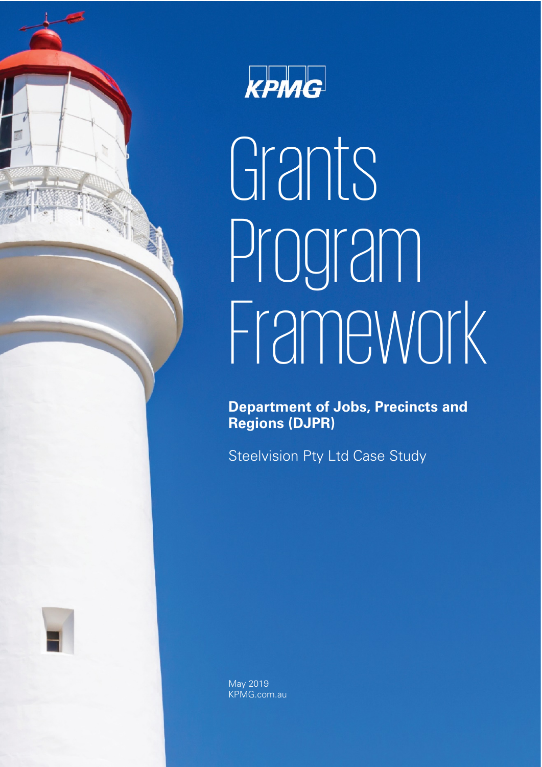KPMG

# Grants Program Framework

**Department of Jobs, Precincts and Regions (DJPR)**

Steelvision Pty Ltd Case Study

May 2019
KPMG.com.au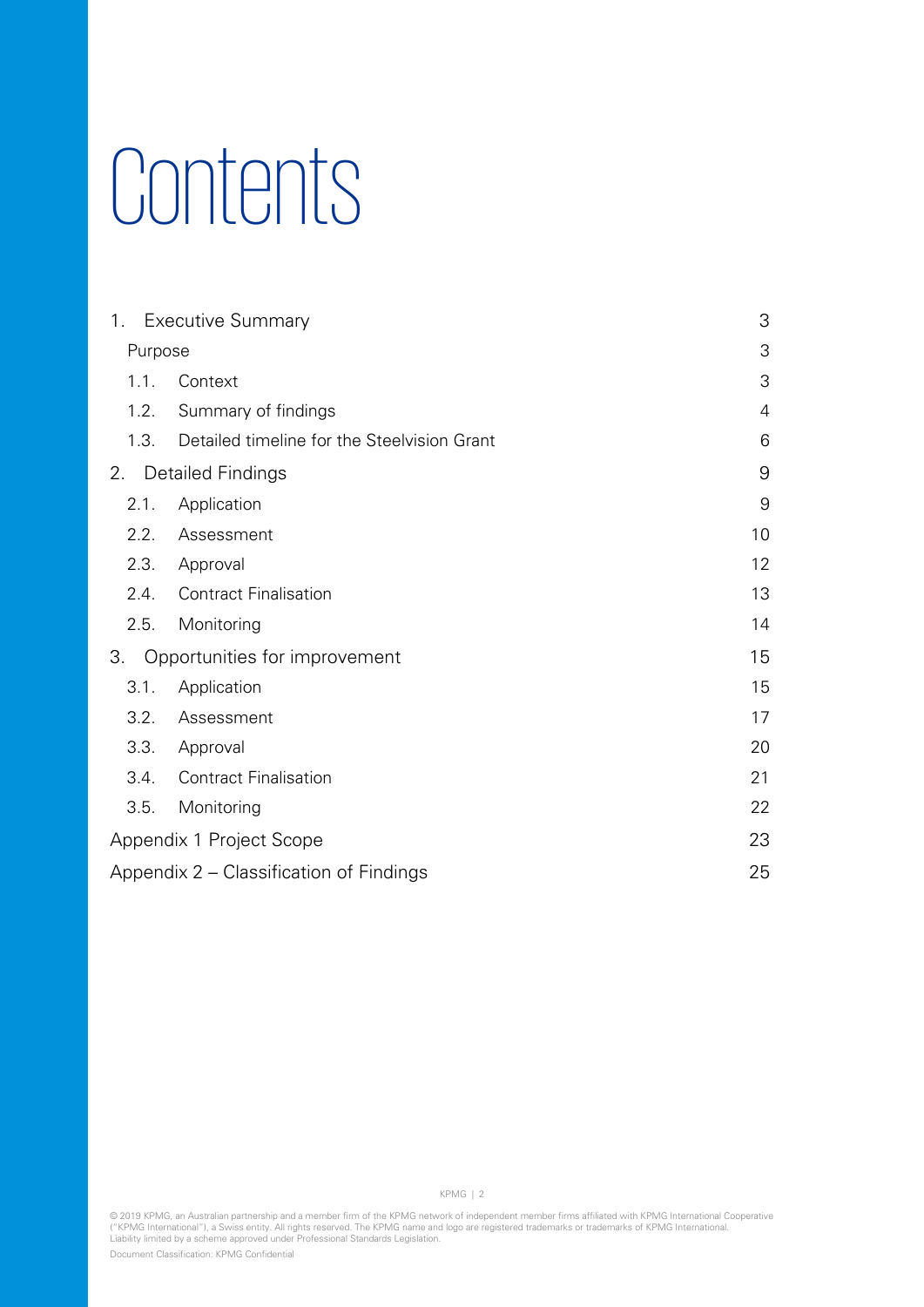# Contents

| | |
|---|---|
| 1. Executive Summary | 3 |
| Purpose | 3 |
| 1.1. Context | 3 |
| 1.2. Summary of findings | 4 |
| 1.3. Detailed timeline for the Steelvision Grant | 6 |
| 2. Detailed Findings | 9 |
| 2.1. Application | 9 |
| 2.2. Assessment | 10 |
| 2.3. Approval | 12 |
| 2.4. Contract Finalisation | 13 |
| 2.5. Monitoring | 14 |
| 3. Opportunities for improvement | 15 |
| 3.1. Application | 15 |
| 3.2. Assessment | 17 |
| 3.3. Approval | 20 |
| 3.4. Contract Finalisation | 21 |
| 3.5. Monitoring | 22 |
| Appendix 1 Project Scope | 23 |
| Appendix 2 – Classification of Findings | 25 |

© 2019 KPMG, an Australian partnership and a member firm of the KPMG network of independent member firms affiliated with KPMG International Cooperative ("KPMG International"), a Swiss entity. All rights reserved. The KPMG name and logo are registered trademarks or trademarks of KPMG International.
Liability limited by a scheme approved under Professional Standards Legislation.

Document Classification: KPMG Confidential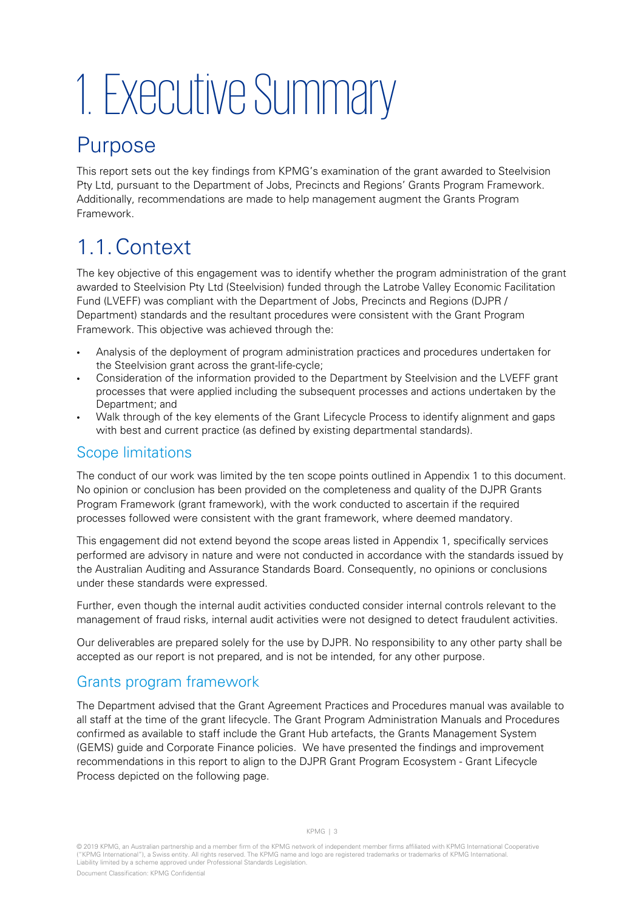# 1. Executive Summary

## Purpose

This report sets out the key findings from KPMG's examination of the grant awarded to Steelvision Pty Ltd, pursuant to the Department of Jobs, Precincts and Regions' Grants Program Framework. Additionally, recommendations are made to help management augment the Grants Program Framework.

## 1.1. Context

The key objective of this engagement was to identify whether the program administration of the grant awarded to Steelvision Pty Ltd (Steelvision) funded through the Latrobe Valley Economic Facilitation Fund (LVEFF) was compliant with the Department of Jobs, Precincts and Regions (DJPR / Department) standards and the resultant procedures were consistent with the Grant Program Framework. This objective was achieved through the:

- Analysis of the deployment of program administration practices and procedures undertaken for the Steelvision grant across the grant-life-cycle;
- Consideration of the information provided to the Department by Steelvision and the LVEFF grant processes that were applied including the subsequent processes and actions undertaken by the Department; and
- Walk through of the key elements of the Grant Lifecycle Process to identify alignment and gaps with best and current practice (as defined by existing departmental standards).

### Scope limitations

The conduct of our work was limited by the ten scope points outlined in Appendix 1 to this document. No opinion or conclusion has been provided on the completeness and quality of the DJPR Grants Program Framework (grant framework), with the work conducted to ascertain if the required processes followed were consistent with the grant framework, where deemed mandatory.

This engagement did not extend beyond the scope areas listed in Appendix 1, specifically services performed are advisory in nature and were not conducted in accordance with the standards issued by the Australian Auditing and Assurance Standards Board. Consequently, no opinions or conclusions under these standards were expressed.

Further, even though the internal audit activities conducted consider internal controls relevant to the management of fraud risks, internal audit activities were not designed to detect fraudulent activities.

Our deliverables are prepared solely for the use by DJPR. No responsibility to any other party shall be accepted as our report is not prepared, and is not be intended, for any other purpose.

### Grants program framework

The Department advised that the Grant Agreement Practices and Procedures manual was available to all staff at the time of the grant lifecycle. The Grant Program Administration Manuals and Procedures confirmed as available to staff include the Grant Hub artefacts, the Grants Management System (GEMS) guide and Corporate Finance policies. We have presented the findings and improvement recommendations in this report to align to the DJPR Grant Program Ecosystem - Grant Lifecycle Process depicted on the following page.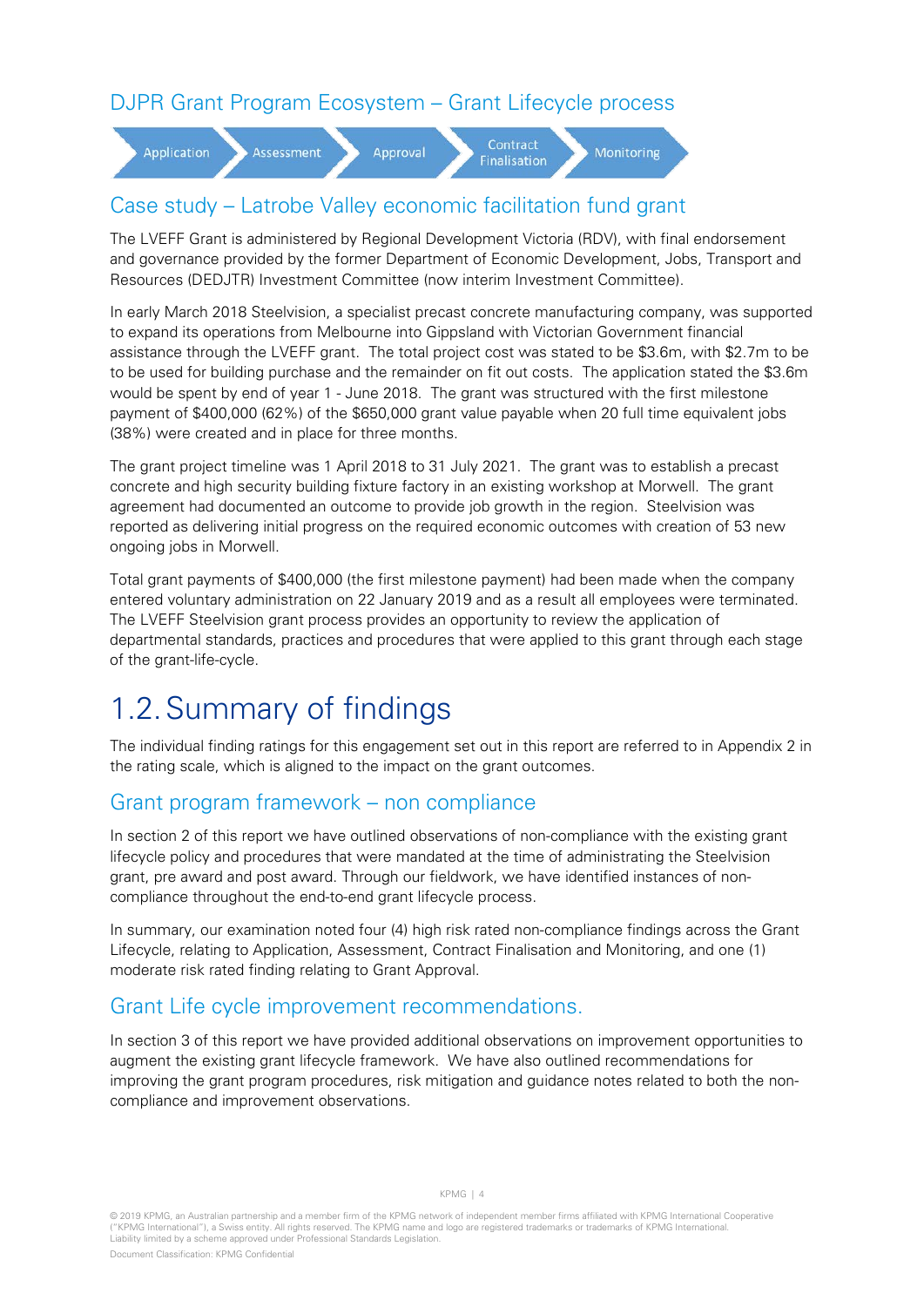## DJPR Grant Program Ecosystem – Grant Lifecycle process

Application → Assessment → Approval → Contract Finalisation → Monitoring

## Case study – Latrobe Valley economic facilitation fund grant

The LVEFF Grant is administered by Regional Development Victoria (RDV), with final endorsement and governance provided by the former Department of Economic Development, Jobs, Transport and Resources (DEDJTR) Investment Committee (now interim Investment Committee).

In early March 2018 Steelvision, a specialist precast concrete manufacturing company, was supported to expand its operations from Melbourne into Gippsland with Victorian Government financial assistance through the LVEFF grant. The total project cost was stated to be $3.6m, with $2.7m to be to be used for building purchase and the remainder on fit out costs. The application stated the $3.6m would be spent by end of year 1 - June 2018. The grant was structured with the first milestone payment of $400,000 (62%) of the $650,000 grant value payable when 20 full time equivalent jobs (38%) were created and in place for three months.

The grant project timeline was 1 April 2018 to 31 July 2021. The grant was to establish a precast concrete and high security building fixture factory in an existing workshop at Morwell. The grant agreement had documented an outcome to provide job growth in the region. Steelvision was reported as delivering initial progress on the required economic outcomes with creation of 53 new ongoing jobs in Morwell.

Total grant payments of $400,000 (the first milestone payment) had been made when the company entered voluntary administration on 22 January 2019 and as a result all employees were terminated. The LVEFF Steelvision grant process provides an opportunity to review the application of departmental standards, practices and procedures that were applied to this grant through each stage of the grant-life-cycle.

# 1.2. Summary of findings

The individual finding ratings for this engagement set out in this report are referred to in Appendix 2 in the rating scale, which is aligned to the impact on the grant outcomes.

## Grant program framework – non compliance

In section 2 of this report we have outlined observations of non-compliance with the existing grant lifecycle policy and procedures that were mandated at the time of administrating the Steelvision grant, pre award and post award. Through our fieldwork, we have identified instances of non-compliance throughout the end-to-end grant lifecycle process.

In summary, our examination noted four (4) high risk rated non-compliance findings across the Grant Lifecycle, relating to Application, Assessment, Contract Finalisation and Monitoring, and one (1) moderate risk rated finding relating to Grant Approval.

## Grant Life cycle improvement recommendations.

In section 3 of this report we have provided additional observations on improvement opportunities to augment the existing grant lifecycle framework. We have also outlined recommendations for improving the grant program procedures, risk mitigation and guidance notes related to both the non-compliance and improvement observations.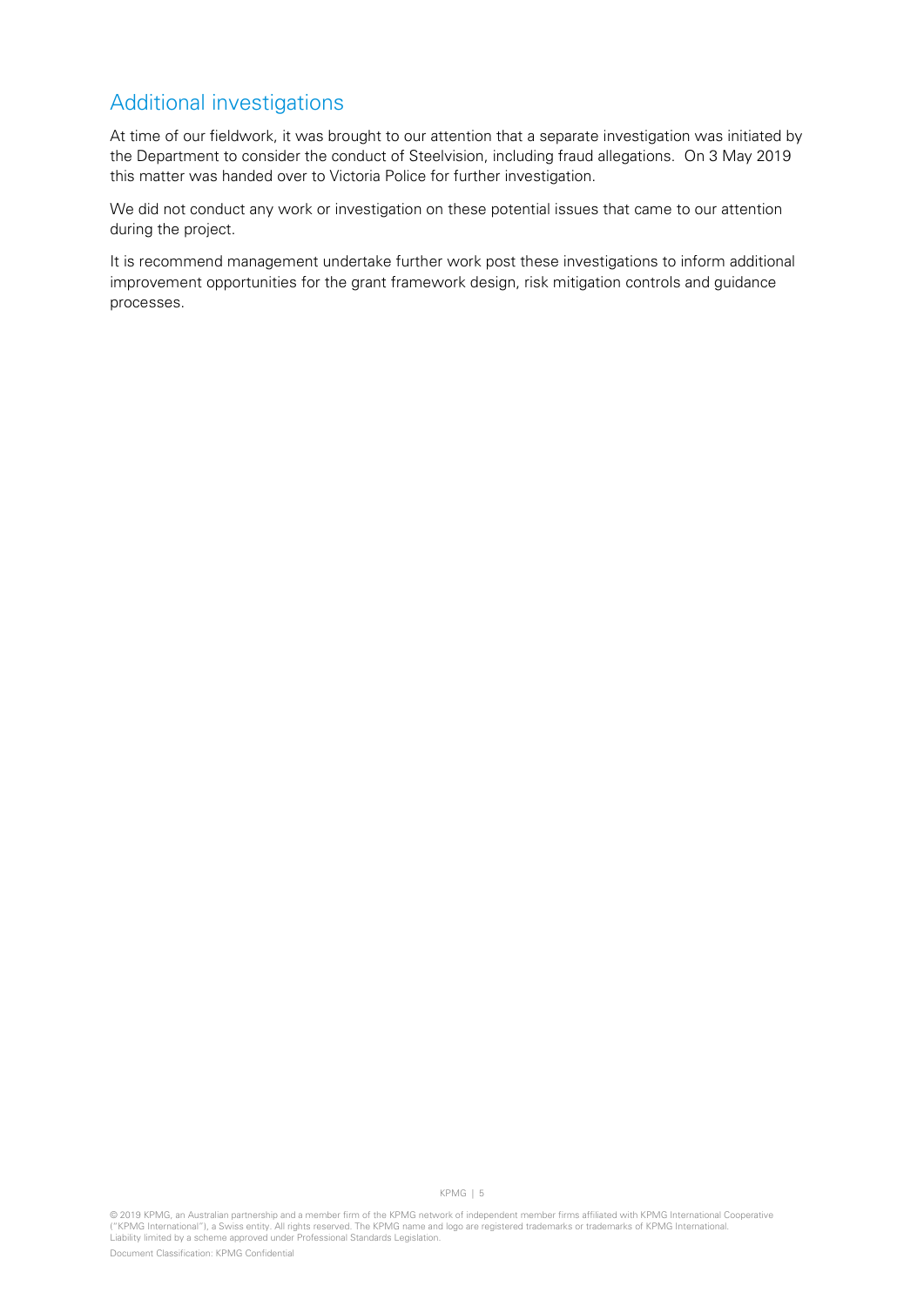## Additional investigations

At time of our fieldwork, it was brought to our attention that a separate investigation was initiated by the Department to consider the conduct of Steelvision, including fraud allegations. On 3 May 2019 this matter was handed over to Victoria Police for further investigation.

We did not conduct any work or investigation on these potential issues that came to our attention during the project.

It is recommend management undertake further work post these investigations to inform additional improvement opportunities for the grant framework design, risk mitigation controls and guidance processes.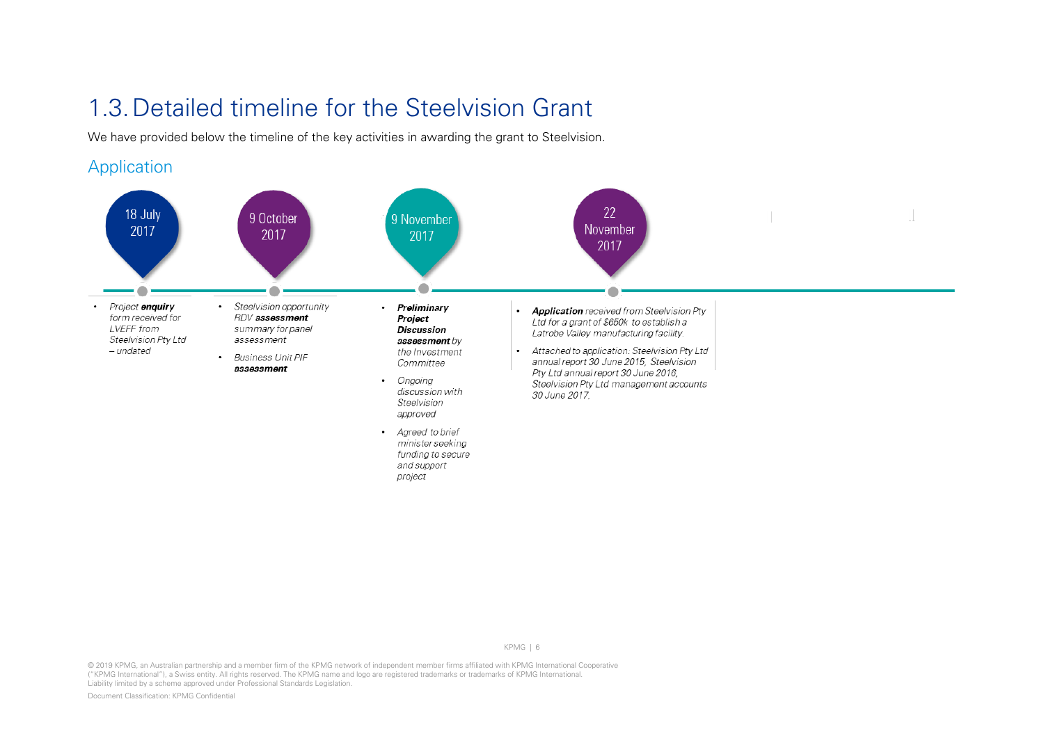# 1.3. Detailed timeline for the Steelvision Grant

We have provided below the timeline of the key activities in awarding the grant to Steelvision.

## Application

### 18 July 2017

- *Project **enquiry** form received for LVEFF from Steelvision Pty Ltd – undated*

### 9 October 2017

- *Steelvision opportunity RDV **assessment** summary for panel assessment*
- *Business Unit PIF **assessment***

### 9 November 2017

- ***Preliminary Project Discussion assessment** by the Investment Committee*
- *Ongoing discussion with Steelvision approved*
- *Agreed to brief minister seeking funding to secure and support project*

### 22 November 2017

- ***Application** received from Steelvision Pty Ltd for a grant of $650k to establish a Latrobe Valley manufacturing facility.*
- *Attached to application: Steelvision Pty Ltd annual report 30 June 2015, Steelvision Pty Ltd annual report 30 June 2016, Steelvision Pty Ltd management accounts 30 June 2017.*

© 2019 KPMG, an Australian partnership and a member firm of the KPMG network of independent member firms affiliated with KPMG International Cooperative ("KPMG International"), a Swiss entity. All rights reserved. The KPMG name and logo are registered trademarks or trademarks of KPMG International.
Liability limited by a scheme approved under Professional Standards Legislation.

Document Classification: KPMG Confidential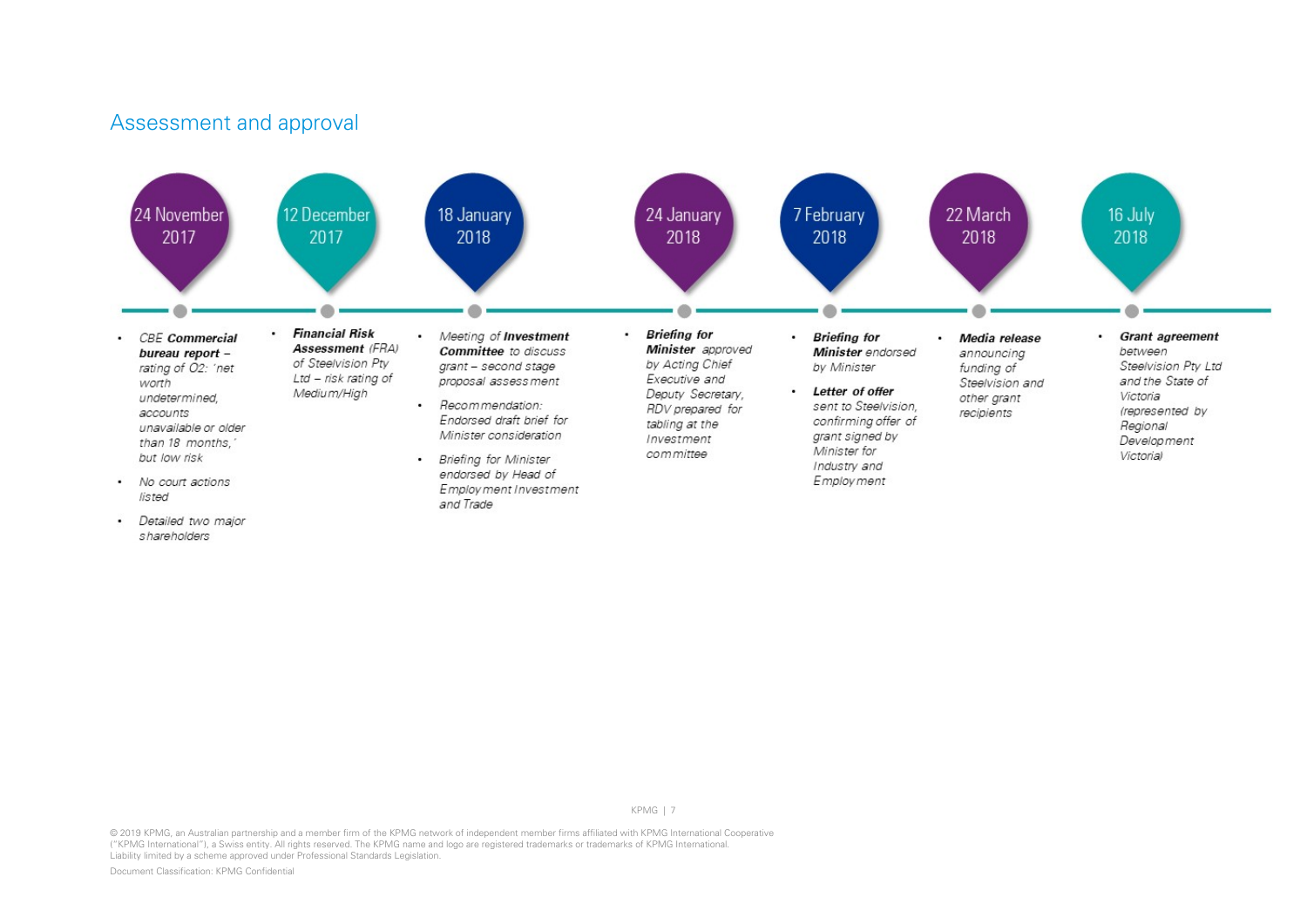## Assessment and approval

**24 November 2017**

- CBE ***Commercial bureau report*** – rating of O2: 'net worth undetermined, accounts unavailable or older than 18 months,' but low risk
- No court actions listed
- Detailed two major shareholders

**12 December 2017**

- ***Financial Risk Assessment*** (FRA) of Steelvision Pty Ltd – risk rating of Medium/High

**18 January 2018**

- Meeting of ***Investment Committee*** to discuss grant – second stage proposal assessment
- Recommendation: Endorsed draft brief for Minister consideration
- Briefing for Minister endorsed by Head of Employment Investment and Trade

**24 January 2018**

- ***Briefing for Minister*** approved by Acting Chief Executive and Deputy Secretary, RDV prepared for tabling at the Investment committee

**7 February 2018**

- ***Briefing for Minister*** endorsed by Minister
- ***Letter of offer*** sent to Steelvision, confirming offer of grant signed by Minister for Industry and Employment

**22 March 2018**

- ***Media release*** announcing funding of Steelvision and other grant recipients

**16 July 2018**

- ***Grant agreement*** between Steelvision Pty Ltd and the State of Victoria (represented by Regional Development Victoria)

© 2019 KPMG, an Australian partnership and a member firm of the KPMG network of independent member firms affiliated with KPMG International Cooperative ("KPMG International"), a Swiss entity. All rights reserved. The KPMG name and logo are registered trademarks or trademarks of KPMG International.
Liability limited by a scheme approved under Professional Standards Legislation.

Document Classification: KPMG Confidential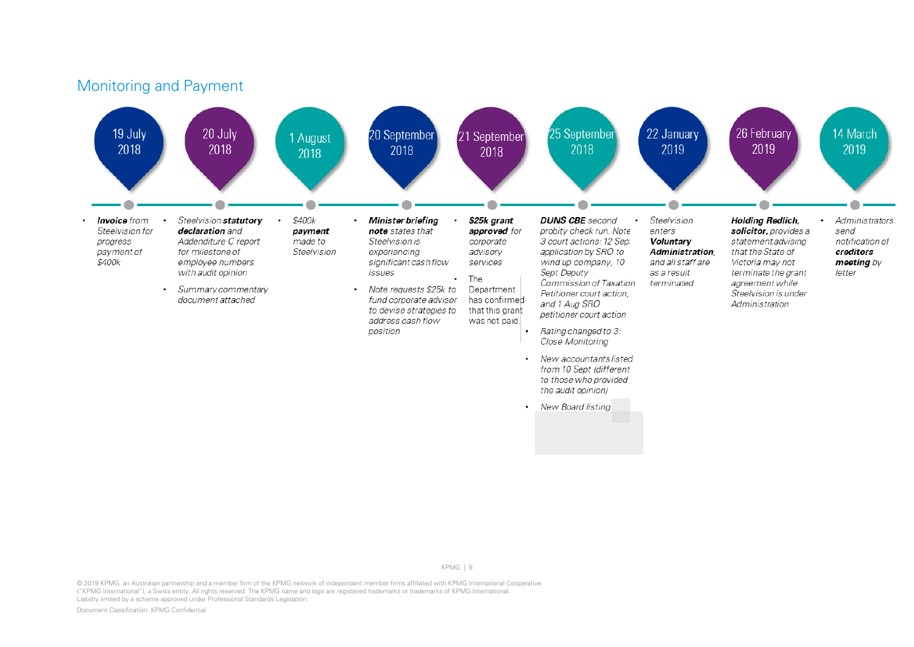## Monitoring and Payment

### 19 July 2018

- ***Invoice*** *from Steelvision for progress payment of $400k*

### 20 July 2018

- *Steelvision **statutory declaration** and Addenditure C report for milestone of employee numbers with audit opinion*
- *Summary commentary document attached*

### 1 August 2018

- *$400k **payment** made to Steelvision*

### 20 September 2018

- ***Minister briefing note** states that Steelvision is experiencing significant cash flow issues*
- *Note requests $25k to fund corporate advisor to devise strategies to address cash flow position*

### 21 September 2018

- ***$25k grant approved** for corporate advisory services*
- The Department has confirmed that this grant was not paid.

### 25 September 2018

- ***DUNS CBE** second probity check run. Note 3 court actions: 12 Sep: application by SRO to wind up company, 10 Sept Deputy Commission of Taxation Petitioner court action, and 1 Aug SRO petitioner court action*
- *Rating changed to 3: Close Monitoring*
- *New accountants listed from 10 Sept (different to those who provided the audit opinion)*
- *New Board listing*

### 22 January 2019

- *Steelvision enters **Voluntary Administration**, and all staff are as a result terminated*

### 26 February 2019

- ***Holding Redlich, solicitor,** provides a statement advising that the State of Victoria may not terminate the grant agreement while Steelvision is under Administration*

### 14 March 2019

- *Administrators send notification of **creditors meeting** by letter*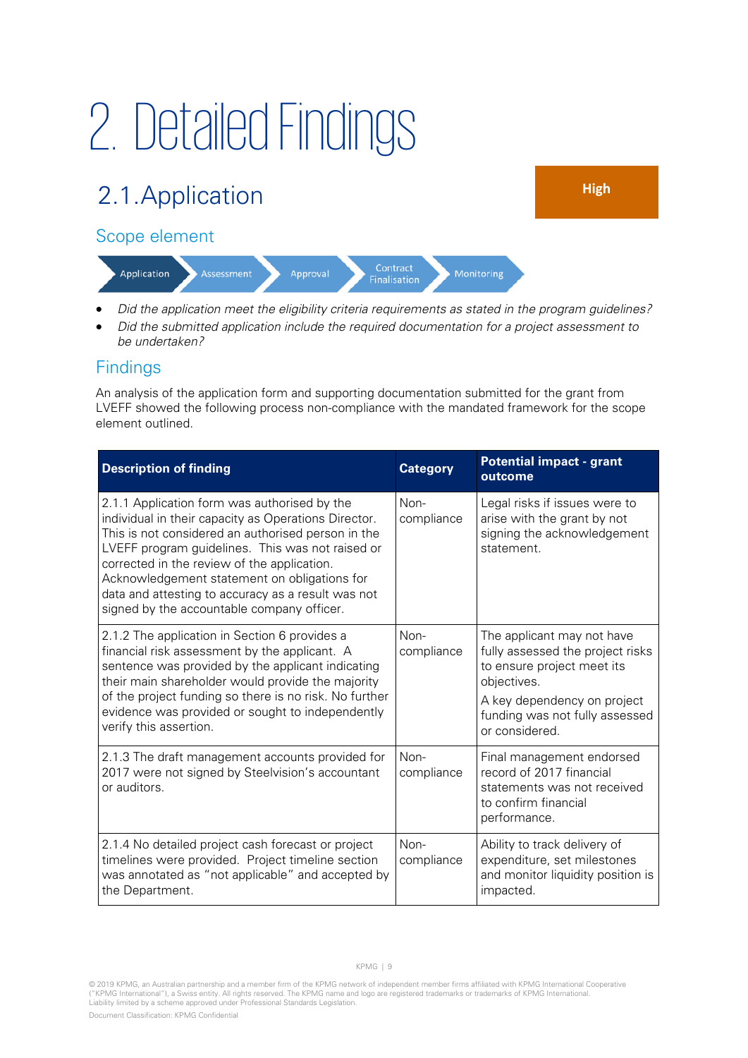# 2. Detailed Findings

## 2.1. Application

**High**

### Scope element

Application → Assessment → Approval → Contract Finalisation → Monitoring

- *Did the application meet the eligibility criteria requirements as stated in the program guidelines?*
- *Did the submitted application include the required documentation for a project assessment to be undertaken?*

### Findings

An analysis of the application form and supporting documentation submitted for the grant from LVEFF showed the following process non-compliance with the mandated framework for the scope element outlined.

| Description of finding | Category | Potential impact - grant outcome |
|---|---|---|
| 2.1.1 Application form was authorised by the individual in their capacity as Operations Director. This is not considered an authorised person in the LVEFF program guidelines. This was not raised or corrected in the review of the application. Acknowledgement statement on obligations for data and attesting to accuracy as a result was not signed by the accountable company officer. | Non-compliance | Legal risks if issues were to arise with the grant by not signing the acknowledgement statement. |
| 2.1.2 The application in Section 6 provides a financial risk assessment by the applicant. A sentence was provided by the applicant indicating their main shareholder would provide the majority of the project funding so there is no risk. No further evidence was provided or sought to independently verify this assertion. | Non-compliance | The applicant may not have fully assessed the project risks to ensure project meet its objectives.<br><br>A key dependency on project funding was not fully assessed or considered. |
| 2.1.3 The draft management accounts provided for 2017 were not signed by Steelvision's accountant or auditors. | Non-compliance | Final management endorsed record of 2017 financial statements was not received to confirm financial performance. |
| 2.1.4 No detailed project cash forecast or project timelines were provided. Project timeline section was annotated as "not applicable" and accepted by the Department. | Non-compliance | Ability to track delivery of expenditure, set milestones and monitor liquidity position is impacted. |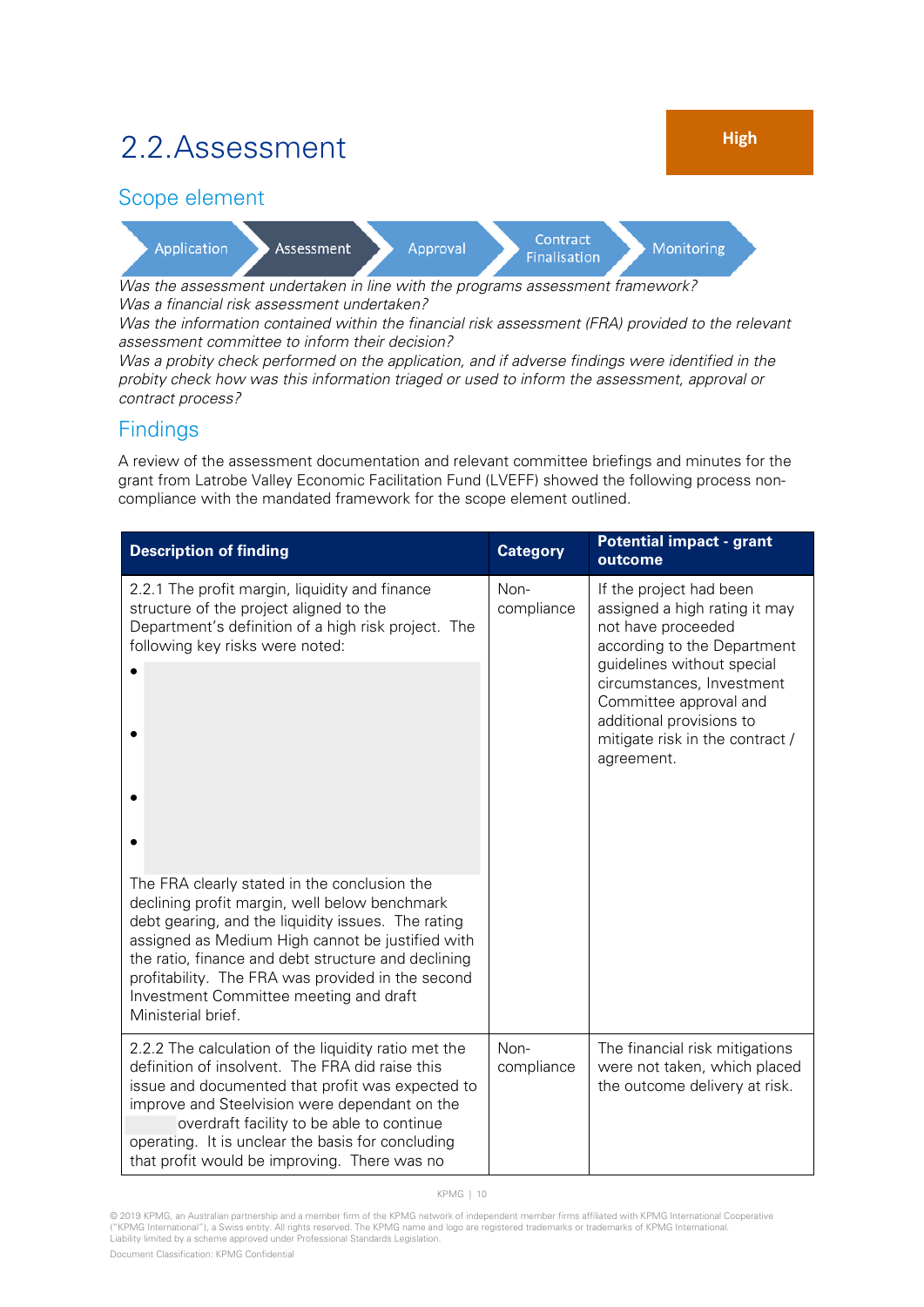# 2.2. Assessment

**High**

## Scope element

Application › **Assessment** › Approval › Contract Finalisation › Monitoring

*Was the assessment undertaken in line with the programs assessment framework?*
*Was a financial risk assessment undertaken?*
*Was the information contained within the financial risk assessment (FRA) provided to the relevant assessment committee to inform their decision?*
*Was a probity check performed on the application, and if adverse findings were identified in the probity check how was this information triaged or used to inform the assessment, approval or contract process?*

## Findings

A review of the assessment documentation and relevant committee briefings and minutes for the grant from Latrobe Valley Economic Facilitation Fund (LVEFF) showed the following process non-compliance with the mandated framework for the scope element outlined.

| Description of finding | Category | Potential impact - grant outcome |
|---|---|---|
| 2.2.1 The profit margin, liquidity and finance structure of the project aligned to the Department's definition of a high risk project. The following key risks were noted: <br>• <br>• <br>• <br>• <br>The FRA clearly stated in the conclusion the declining profit margin, well below benchmark debt gearing, and the liquidity issues. The rating assigned as Medium High cannot be justified with the ratio, finance and debt structure and declining profitability. The FRA was provided in the second Investment Committee meeting and draft Ministerial brief. | Non-compliance | If the project had been assigned a high rating it may not have proceeded according to the Department guidelines without special circumstances, Investment Committee approval and additional provisions to mitigate risk in the contract / agreement. |
| 2.2.2 The calculation of the liquidity ratio met the definition of insolvent. The FRA did raise this issue and documented that profit was expected to improve and Steelvision were dependant on the overdraft facility to be able to continue operating. It is unclear the basis for concluding that profit would be improving. There was no | Non-compliance | The financial risk mitigations were not taken, which placed the outcome delivery at risk. |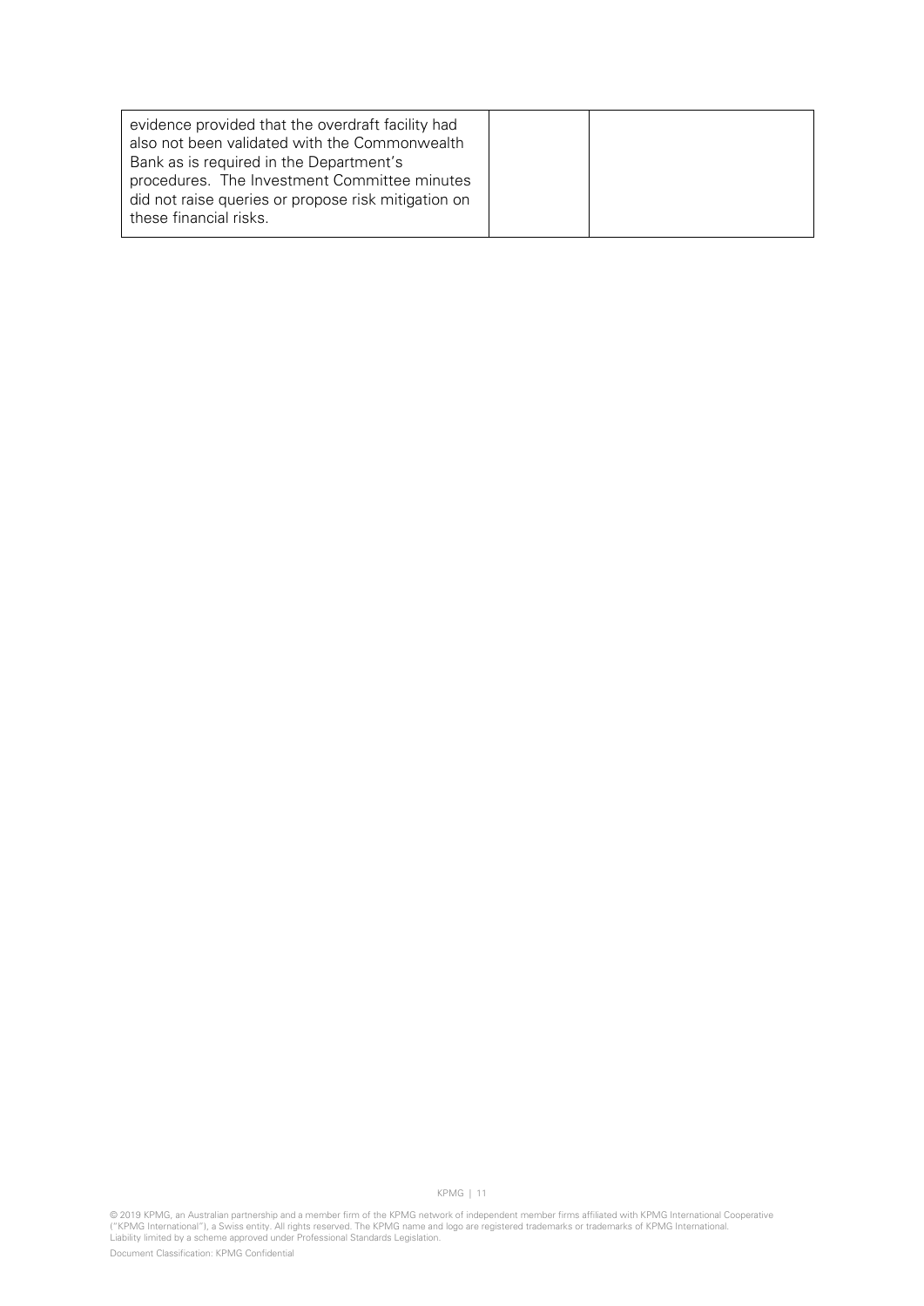| | | |
|---|---|---|
| evidence provided that the overdraft facility had also not been validated with the Commonwealth Bank as is required in the Department's procedures. The Investment Committee minutes did not raise queries or propose risk mitigation on these financial risks. | | |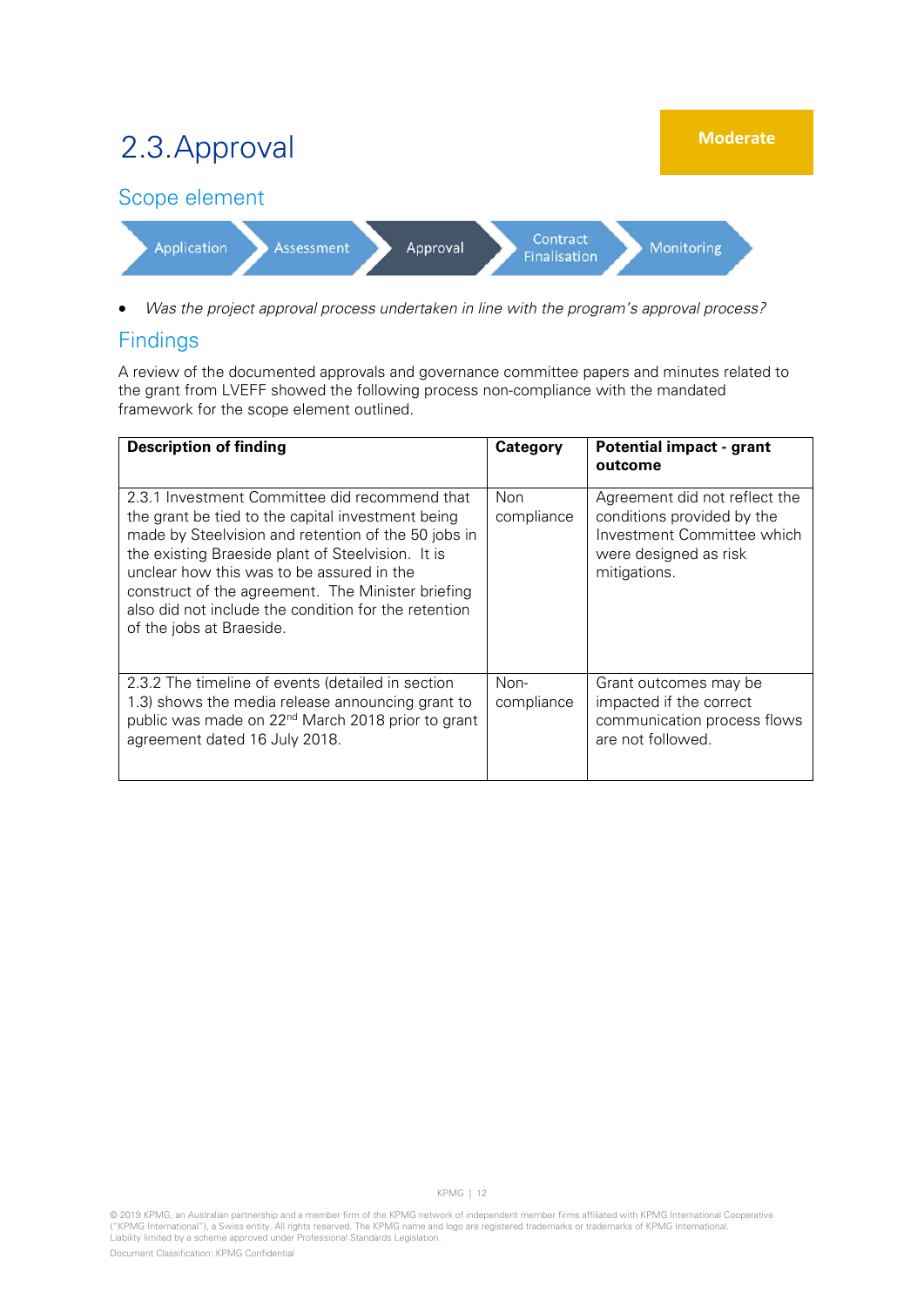# 2.3. Approval

**Moderate**

## Scope element

Application → Assessment → **Approval** → Contract Finalisation → Monitoring

- *Was the project approval process undertaken in line with the program's approval process?*

## Findings

A review of the documented approvals and governance committee papers and minutes related to the grant from LVEFF showed the following process non-compliance with the mandated framework for the scope element outlined.

| Description of finding | Category | Potential impact - grant outcome |
| --- | --- | --- |
| 2.3.1 Investment Committee did recommend that the grant be tied to the capital investment being made by Steelvision and retention of the 50 jobs in the existing Braeside plant of Steelvision. It is unclear how this was to be assured in the construct of the agreement. The Minister briefing also did not include the condition for the retention of the jobs at Braeside. | Non compliance | Agreement did not reflect the conditions provided by the Investment Committee which were designed as risk mitigations. |
| 2.3.2 The timeline of events (detailed in section 1.3) shows the media release announcing grant to public was made on 22nd March 2018 prior to grant agreement dated 16 July 2018. | Non-compliance | Grant outcomes may be impacted if the correct communication process flows are not followed. |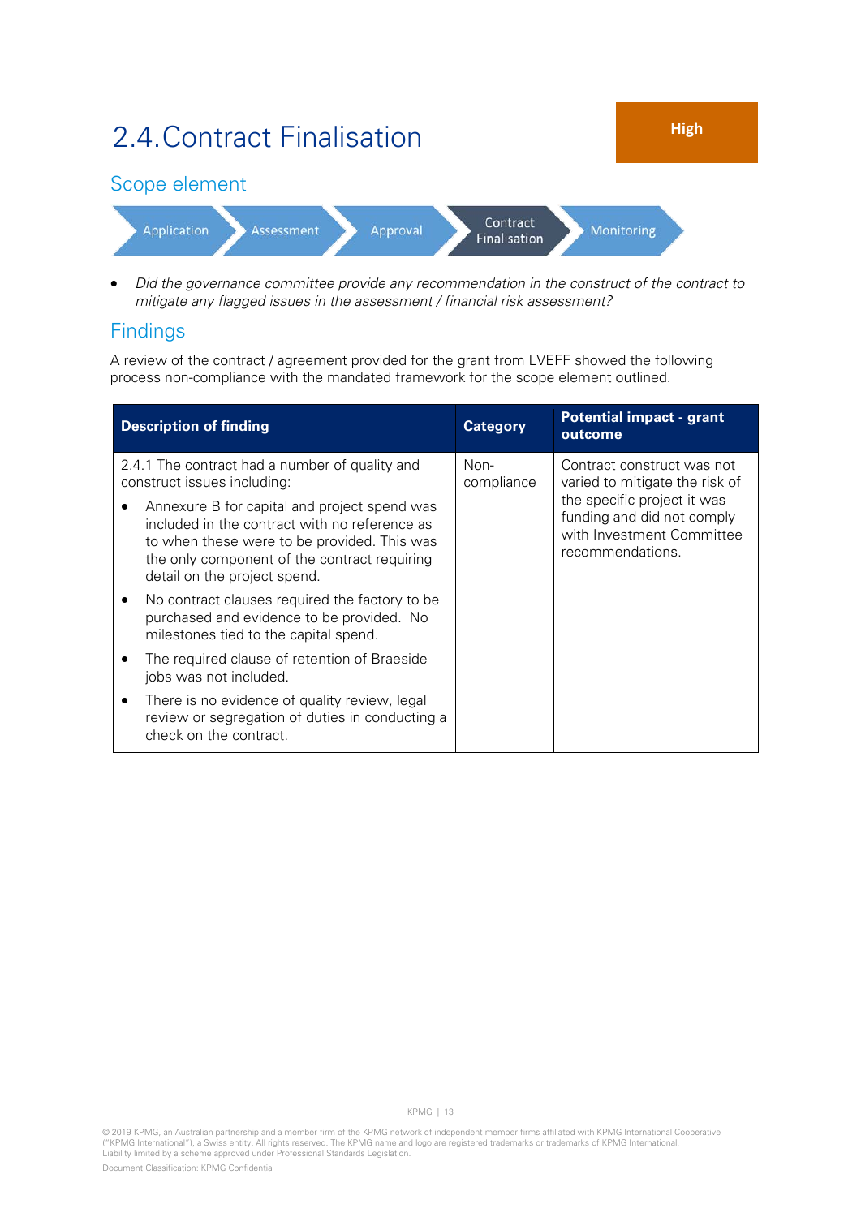## 2.4. Contract Finalisation

**High**

### Scope element

Application → Assessment → Approval → Contract Finalisation → Monitoring

- *Did the governance committee provide any recommendation in the construct of the contract to mitigate any flagged issues in the assessment / financial risk assessment?*

### Findings

A review of the contract / agreement provided for the grant from LVEFF showed the following process non-compliance with the mandated framework for the scope element outlined.

| Description of finding | Category | Potential impact - grant outcome |
|---|---|---|
| 2.4.1 The contract had a number of quality and construct issues including:<br>• Annexure B for capital and project spend was included in the contract with no reference as to when these were to be provided. This was the only component of the contract requiring detail on the project spend.<br>• No contract clauses required the factory to be purchased and evidence to be provided. No milestones tied to the capital spend.<br>• The required clause of retention of Braeside jobs was not included.<br>• There is no evidence of quality review, legal review or segregation of duties in conducting a check on the contract. | Non-compliance | Contract construct was not varied to mitigate the risk of the specific project it was funding and did not comply with Investment Committee recommendations. |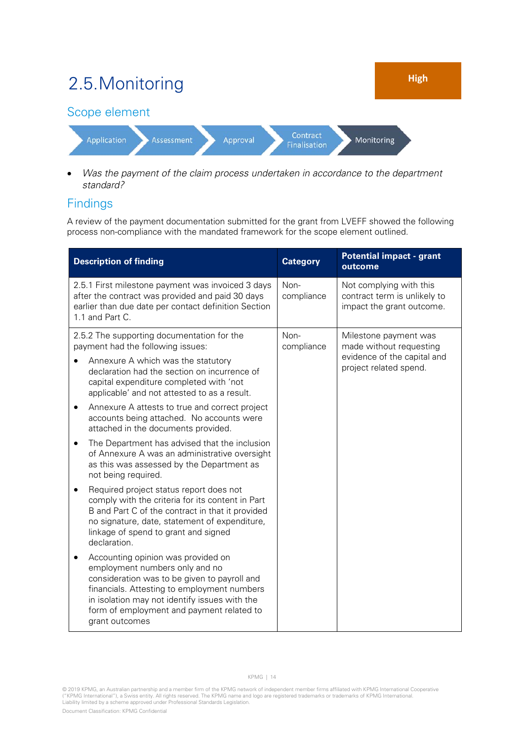## 2.5. Monitoring

**High**

### Scope element

Application → Assessment → Approval → Contract Finalisation → Monitoring

- *Was the payment of the claim process undertaken in accordance to the department standard?*

### Findings

A review of the payment documentation submitted for the grant from LVEFF showed the following process non-compliance with the mandated framework for the scope element outlined.

| Description of finding | Category | Potential impact - grant outcome |
|---|---|---|
| 2.5.1 First milestone payment was invoiced 3 days after the contract was provided and paid 30 days earlier than due date per contact definition Section 1.1 and Part C. | Non-compliance | Not complying with this contract term is unlikely to impact the grant outcome. |
| 2.5.2 The supporting documentation for the payment had the following issues:<br>• Annexure A which was the statutory declaration had the section on incurrence of capital expenditure completed with 'not applicable' and not attested to as a result.<br>• Annexure A attests to true and correct project accounts being attached. No accounts were attached in the documents provided.<br>• The Department has advised that the inclusion of Annexure A was an administrative oversight as this was assessed by the Department as not being required.<br>• Required project status report does not comply with the criteria for its content in Part B and Part C of the contract in that it provided no signature, date, statement of expenditure, linkage of spend to grant and signed declaration.<br>• Accounting opinion was provided on employment numbers only and no consideration was to be given to payroll and financials. Attesting to employment numbers in isolation may not identify issues with the form of employment and payment related to grant outcomes | Non-compliance | Milestone payment was made without requesting evidence of the capital and project related spend. |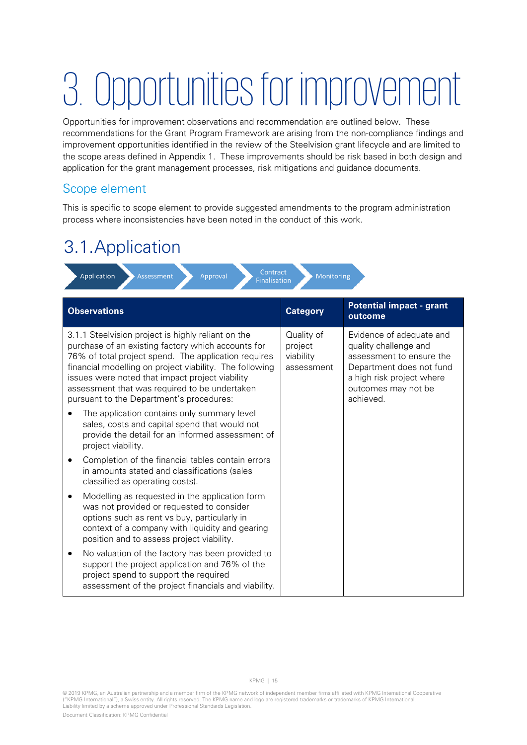# 3. Opportunities for improvement

Opportunities for improvement observations and recommendation are outlined below. These recommendations for the Grant Program Framework are arising from the non-compliance findings and improvement opportunities identified in the review of the Steelvision grant lifecycle and are limited to the scope areas defined in Appendix 1. These improvements should be risk based in both design and application for the grant management processes, risk mitigations and guidance documents.

## Scope element

This is specific to scope element to provide suggested amendments to the program administration process where inconsistencies have been noted in the conduct of this work.

## 3.1. Application

Application → Assessment → Approval → Contract Finalisation → Monitoring

| Observations | Category | Potential impact - grant outcome |
|---|---|---|
| 3.1.1 Steelvision project is highly reliant on the purchase of an existing factory which accounts for 76% of total project spend. The application requires financial modelling on project viability. The following issues were noted that impact project viability assessment that was required to be undertaken pursuant to the Department's procedures:<br>• The application contains only summary level sales, costs and capital spend that would not provide the detail for an informed assessment of project viability.<br>• Completion of the financial tables contain errors in amounts stated and classifications (sales classified as operating costs).<br>• Modelling as requested in the application form was not provided or requested to consider options such as rent vs buy, particularly in context of a company with liquidity and gearing position and to assess project viability.<br>• No valuation of the factory has been provided to support the project application and 76% of the project spend to support the required assessment of the project financials and viability. | Quality of project viability assessment | Evidence of adequate and quality challenge and assessment to ensure the Department does not fund a high risk project where outcomes may not be achieved. |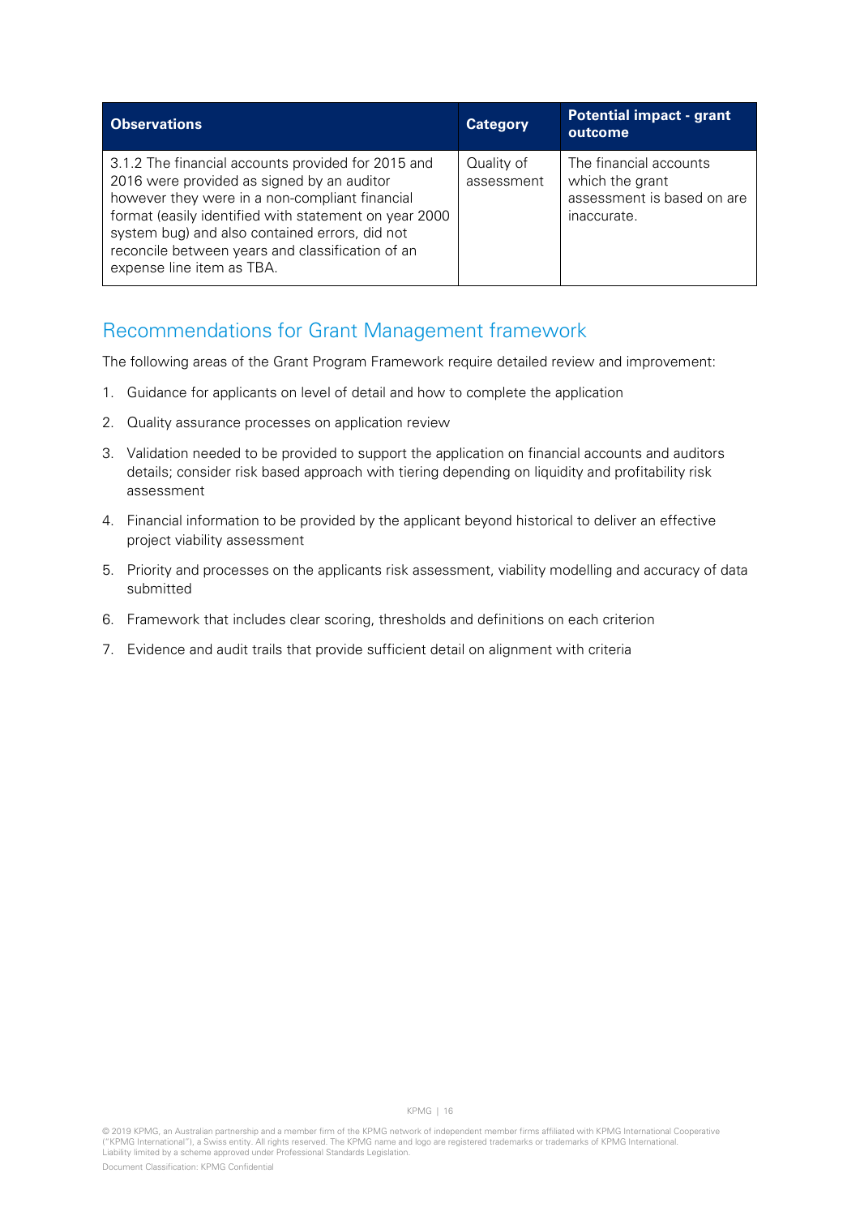| Observations | Category | Potential impact - grant outcome |
|---|---|---|
| 3.1.2 The financial accounts provided for 2015 and 2016 were provided as signed by an auditor however they were in a non-compliant financial format (easily identified with statement on year 2000 system bug) and also contained errors, did not reconcile between years and classification of an expense line item as TBA. | Quality of assessment | The financial accounts which the grant assessment is based on are inaccurate. |

## Recommendations for Grant Management framework

The following areas of the Grant Program Framework require detailed review and improvement:

1. Guidance for applicants on level of detail and how to complete the application
2. Quality assurance processes on application review
3. Validation needed to be provided to support the application on financial accounts and auditors details; consider risk based approach with tiering depending on liquidity and profitability risk assessment
4. Financial information to be provided by the applicant beyond historical to deliver an effective project viability assessment
5. Priority and processes on the applicants risk assessment, viability modelling and accuracy of data submitted
6. Framework that includes clear scoring, thresholds and definitions on each criterion
7. Evidence and audit trails that provide sufficient detail on alignment with criteria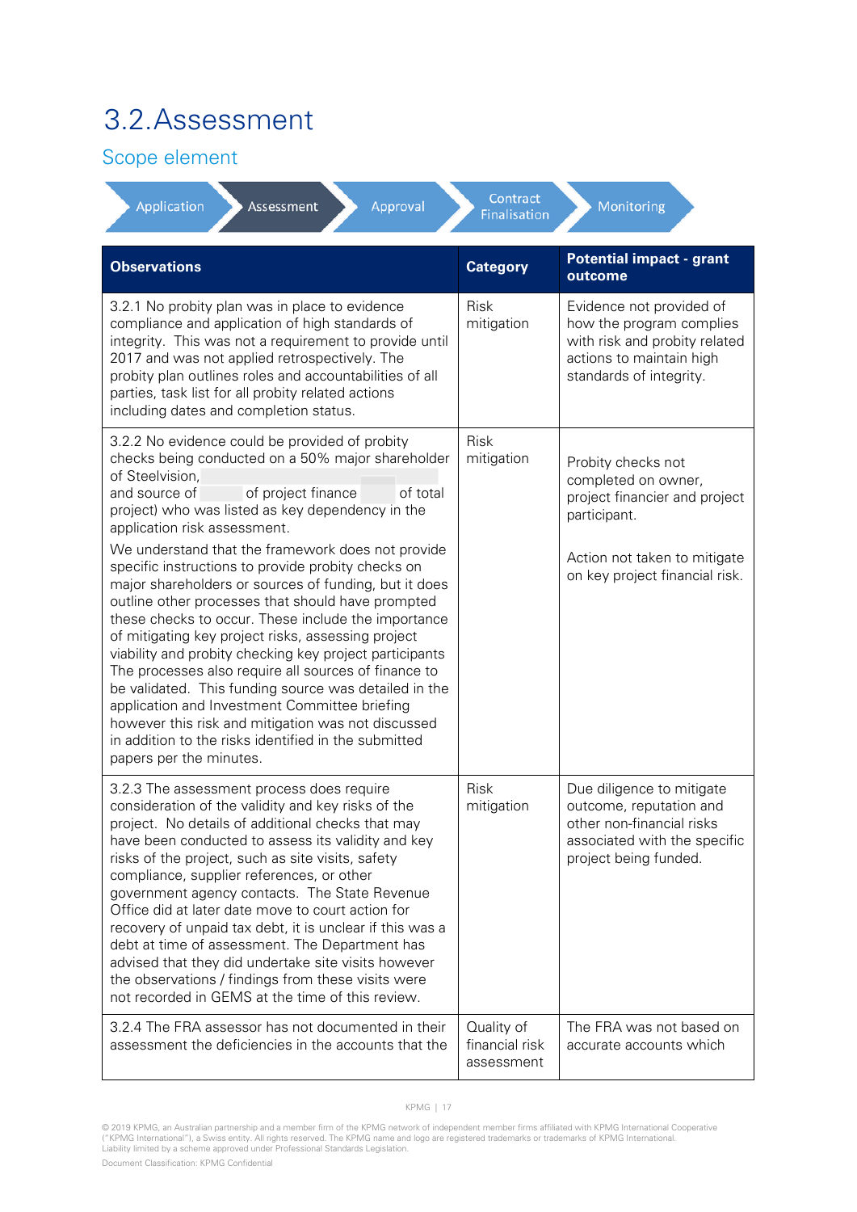# 3.2. Assessment

## Scope element

Application → **Assessment** → Approval → Contract Finalisation → Monitoring

| Observations | Category | Potential impact - grant outcome |
|---|---|---|
| 3.2.1 No probity plan was in place to evidence compliance and application of high standards of integrity. This was not a requirement to provide until 2017 and was not applied retrospectively. The probity plan outlines roles and accountabilities of all parties, task list for all probity related actions including dates and completion status. | Risk mitigation | Evidence not provided of how the program complies with risk and probity related actions to maintain high standards of integrity. |
| 3.2.2 No evidence could be provided of probity checks being conducted on a 50% major shareholder of Steelvision, and source of of project finance of total project) who was listed as key dependency in the application risk assessment.<br><br>We understand that the framework does not provide specific instructions to provide probity checks on major shareholders or sources of funding, but it does outline other processes that should have prompted these checks to occur. These include the importance of mitigating key project risks, assessing project viability and probity checking key project participants The processes also require all sources of finance to be validated. This funding source was detailed in the application and Investment Committee briefing however this risk and mitigation was not discussed in addition to the risks identified in the submitted papers per the minutes. | Risk mitigation | Probity checks not completed on owner, project financier and project participant.<br><br>Action not taken to mitigate on key project financial risk. |
| 3.2.3 The assessment process does require consideration of the validity and key risks of the project. No details of additional checks that may have been conducted to assess its validity and key risks of the project, such as site visits, safety compliance, supplier references, or other government agency contacts. The State Revenue Office did at later date move to court action for recovery of unpaid tax debt, it is unclear if this was a debt at time of assessment. The Department has advised that they did undertake site visits however the observations / findings from these visits were not recorded in GEMS at the time of this review. | Risk mitigation | Due diligence to mitigate outcome, reputation and other non-financial risks associated with the specific project being funded. |
| 3.2.4 The FRA assessor has not documented in their assessment the deficiencies in the accounts that the | Quality of financial risk assessment | The FRA was not based on accurate accounts which |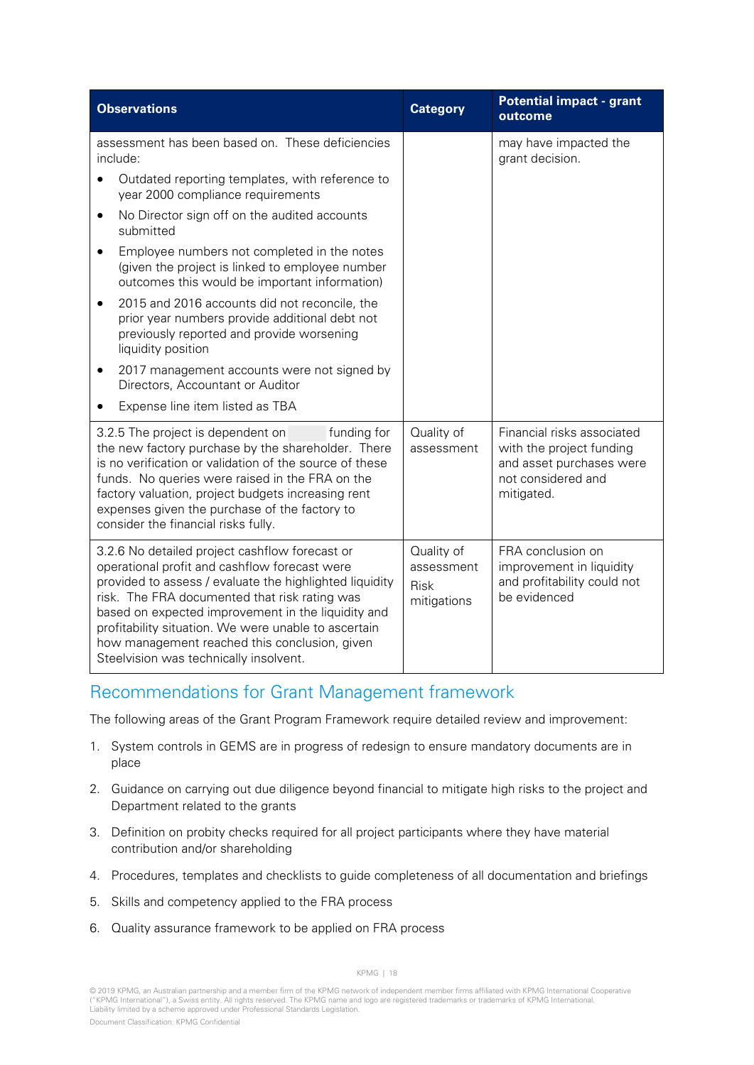| Observations | Category | Potential impact - grant outcome |
|---|---|---|
| assessment has been based on. These deficiencies include:<br>• Outdated reporting templates, with reference to year 2000 compliance requirements<br>• No Director sign off on the audited accounts submitted<br>• Employee numbers not completed in the notes (given the project is linked to employee number outcomes this would be important information)<br>• 2015 and 2016 accounts did not reconcile, the prior year numbers provide additional debt not previously reported and provide worsening liquidity position<br>• 2017 management accounts were not signed by Directors, Accountant or Auditor<br>• Expense line item listed as TBA | | may have impacted the grant decision. |
| 3.2.5 The project is dependent on funding for the new factory purchase by the shareholder. There is no verification or validation of the source of these funds. No queries were raised in the FRA on the factory valuation, project budgets increasing rent expenses given the purchase of the factory to consider the financial risks fully. | Quality of assessment | Financial risks associated with the project funding and asset purchases were not considered and mitigated. |
| 3.2.6 No detailed project cashflow forecast or operational profit and cashflow forecast were provided to assess / evaluate the highlighted liquidity risk. The FRA documented that risk rating was based on expected improvement in the liquidity and profitability situation. We were unable to ascertain how management reached this conclusion, given Steelvision was technically insolvent. | Quality of assessment<br>Risk mitigations | FRA conclusion on improvement in liquidity and profitability could not be evidenced |

## Recommendations for Grant Management framework

The following areas of the Grant Program Framework require detailed review and improvement:

1. System controls in GEMS are in progress of redesign to ensure mandatory documents are in place
2. Guidance on carrying out due diligence beyond financial to mitigate high risks to the project and Department related to the grants
3. Definition on probity checks required for all project participants where they have material contribution and/or shareholding
4. Procedures, templates and checklists to guide completeness of all documentation and briefings
5. Skills and competency applied to the FRA process
6. Quality assurance framework to be applied on FRA process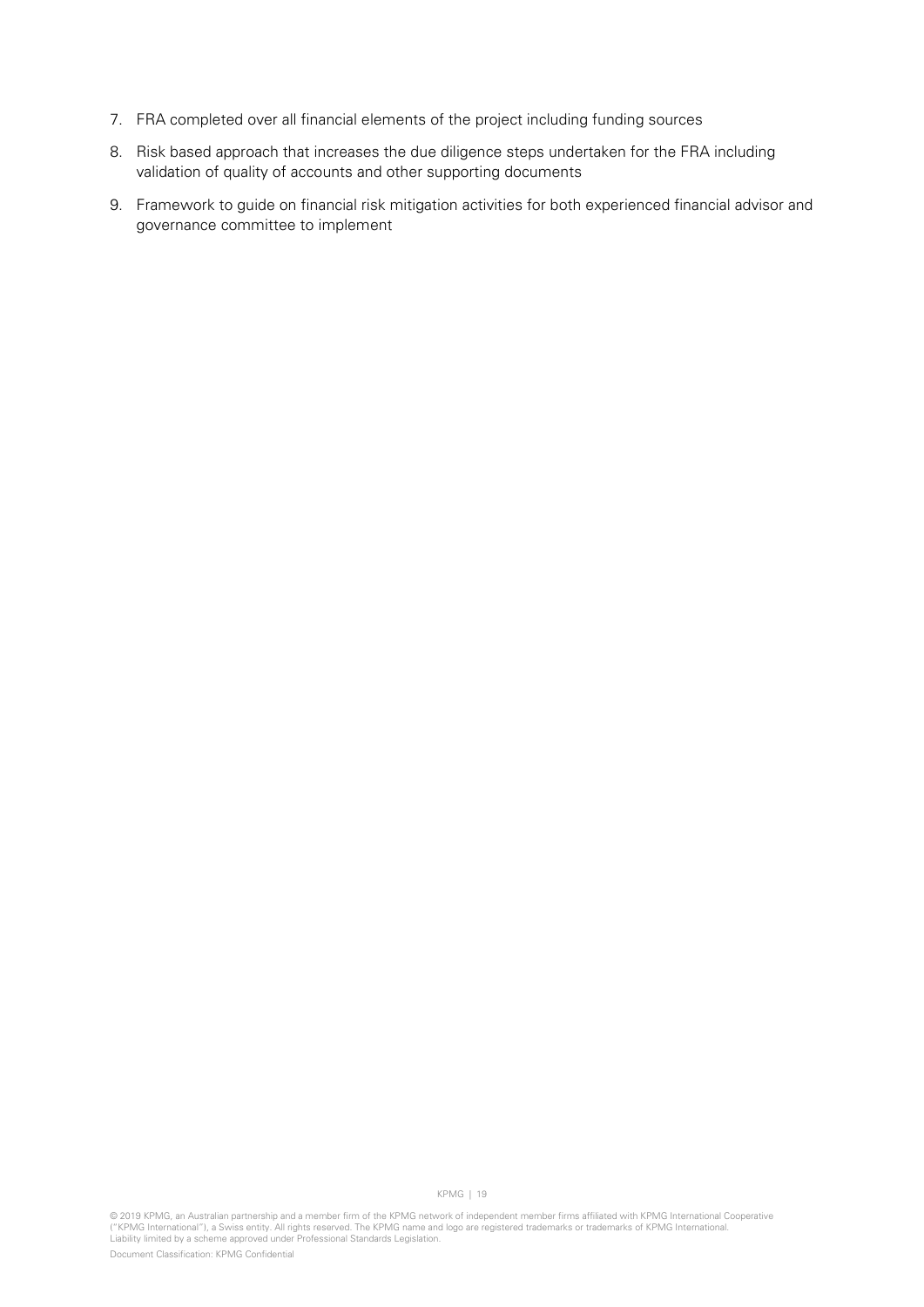7. FRA completed over all financial elements of the project including funding sources
8. Risk based approach that increases the due diligence steps undertaken for the FRA including validation of quality of accounts and other supporting documents
9. Framework to guide on financial risk mitigation activities for both experienced financial advisor and governance committee to implement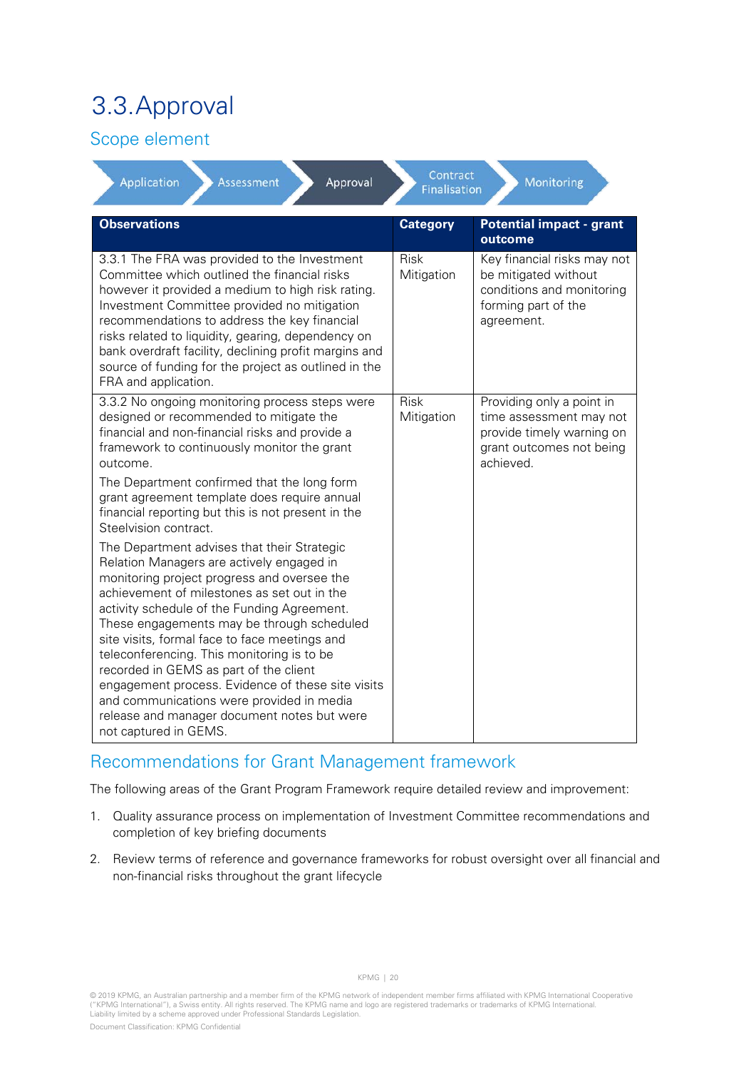# 3.3. Approval

## Scope element

Application → Assessment → **Approval** → Contract Finalisation → Monitoring

| Observations | Category | Potential impact - grant outcome |
| --- | --- | --- |
| 3.3.1 The FRA was provided to the Investment Committee which outlined the financial risks however it provided a medium to high risk rating. Investment Committee provided no mitigation recommendations to address the key financial risks related to liquidity, gearing, dependency on bank overdraft facility, declining profit margins and source of funding for the project as outlined in the FRA and application. | Risk Mitigation | Key financial risks may not be mitigated without conditions and monitoring forming part of the agreement. |
| 3.3.2 No ongoing monitoring process steps were designed or recommended to mitigate the financial and non-financial risks and provide a framework to continuously monitor the grant outcome.<br><br>The Department confirmed that the long form grant agreement template does require annual financial reporting but this is not present in the Steelvision contract.<br><br>The Department advises that their Strategic Relation Managers are actively engaged in monitoring project progress and oversee the achievement of milestones as set out in the activity schedule of the Funding Agreement. These engagements may be through scheduled site visits, formal face to face meetings and teleconferencing. This monitoring is to be recorded in GEMS as part of the client engagement process. Evidence of these site visits and communications were provided in media release and manager document notes but were not captured in GEMS. | Risk Mitigation | Providing only a point in time assessment may not provide timely warning on grant outcomes not being achieved. |

## Recommendations for Grant Management framework

The following areas of the Grant Program Framework require detailed review and improvement:

1. Quality assurance process on implementation of Investment Committee recommendations and completion of key briefing documents
2. Review terms of reference and governance frameworks for robust oversight over all financial and non-financial risks throughout the grant lifecycle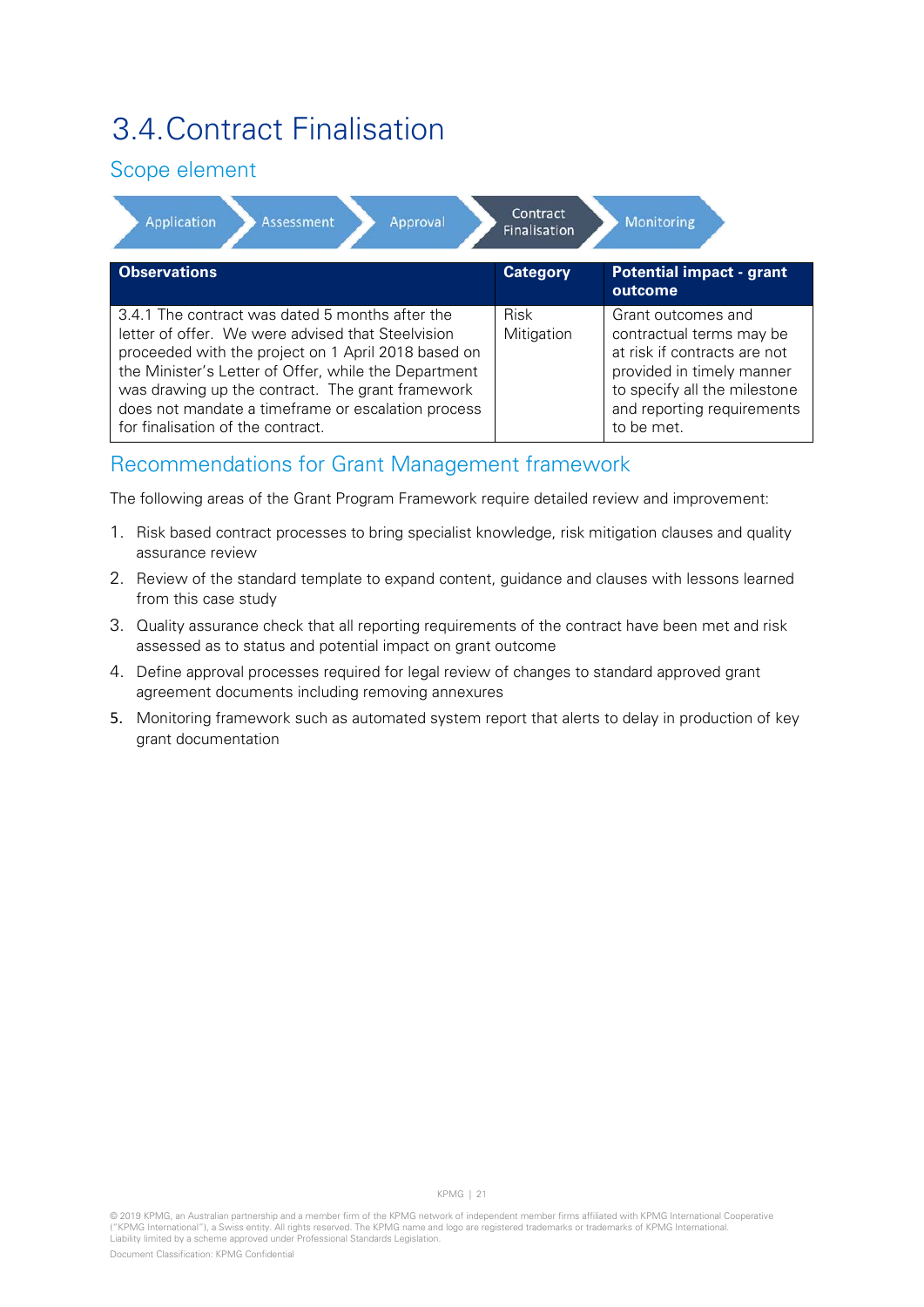# 3.4. Contract Finalisation

## Scope element

Application → Assessment → Approval → **Contract Finalisation** → Monitoring

| Observations | Category | Potential impact - grant outcome |
|---|---|---|
| 3.4.1 The contract was dated 5 months after the letter of offer. We were advised that Steelvision proceeded with the project on 1 April 2018 based on the Minister's Letter of Offer, while the Department was drawing up the contract. The grant framework does not mandate a timeframe or escalation process for finalisation of the contract. | Risk Mitigation | Grant outcomes and contractual terms may be at risk if contracts are not provided in timely manner to specify all the milestone and reporting requirements to be met. |

## Recommendations for Grant Management framework

The following areas of the Grant Program Framework require detailed review and improvement:

1. Risk based contract processes to bring specialist knowledge, risk mitigation clauses and quality assurance review
2. Review of the standard template to expand content, guidance and clauses with lessons learned from this case study
3. Quality assurance check that all reporting requirements of the contract have been met and risk assessed as to status and potential impact on grant outcome
4. Define approval processes required for legal review of changes to standard approved grant agreement documents including removing annexures
5. Monitoring framework such as automated system report that alerts to delay in production of key grant documentation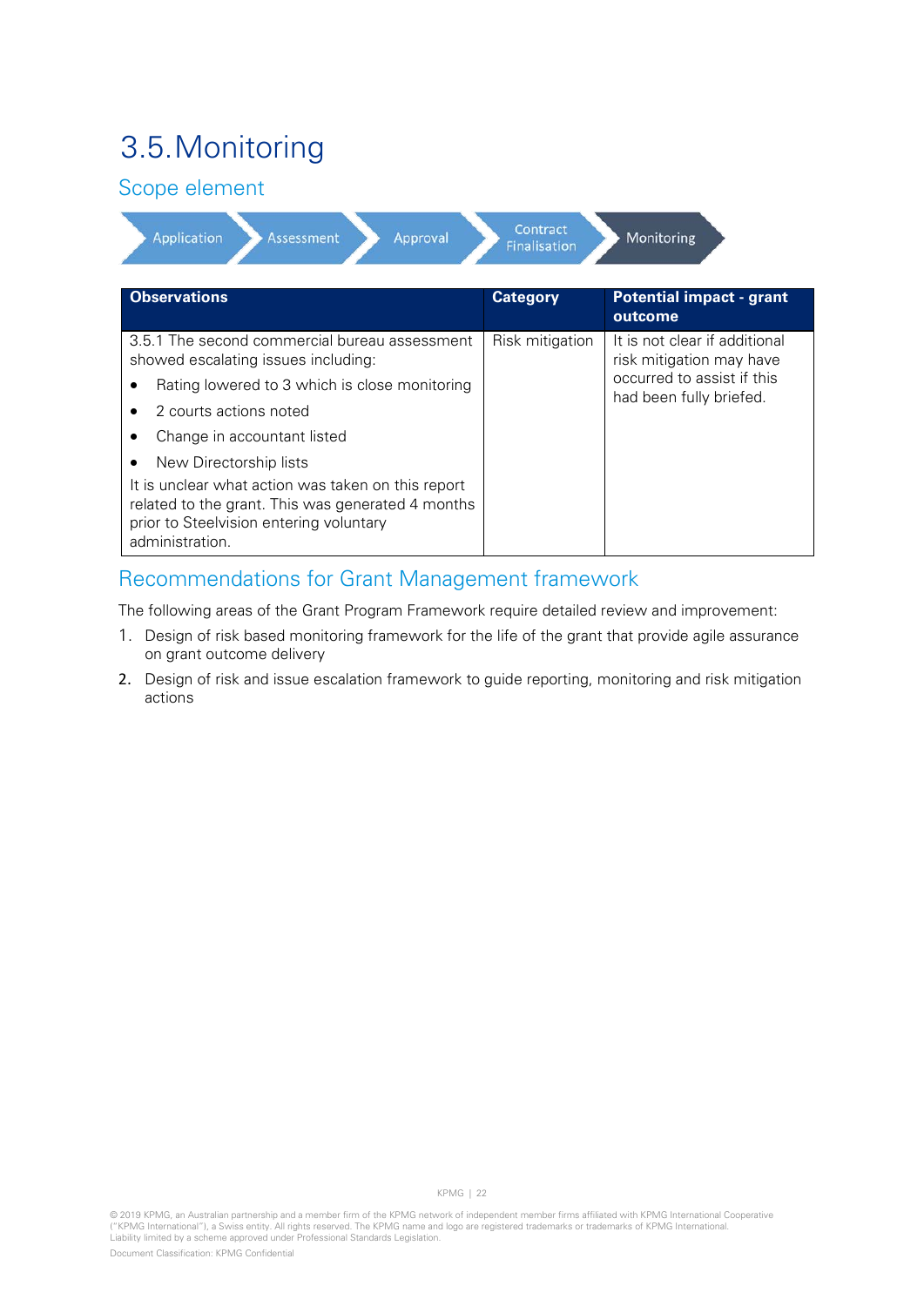# 3.5. Monitoring

## Scope element

Application → Assessment → Approval → Contract Finalisation → **Monitoring**

| Observations | Category | Potential impact - grant outcome |
|---|---|---|
| 3.5.1 The second commercial bureau assessment showed escalating issues including:<br>• Rating lowered to 3 which is close monitoring<br>• 2 courts actions noted<br>• Change in accountant listed<br>• New Directorship lists<br>It is unclear what action was taken on this report related to the grant. This was generated 4 months prior to Steelvision entering voluntary administration. | Risk mitigation | It is not clear if additional risk mitigation may have occurred to assist if this had been fully briefed. |

## Recommendations for Grant Management framework

The following areas of the Grant Program Framework require detailed review and improvement:

1. Design of risk based monitoring framework for the life of the grant that provide agile assurance on grant outcome delivery
2. Design of risk and issue escalation framework to guide reporting, monitoring and risk mitigation actions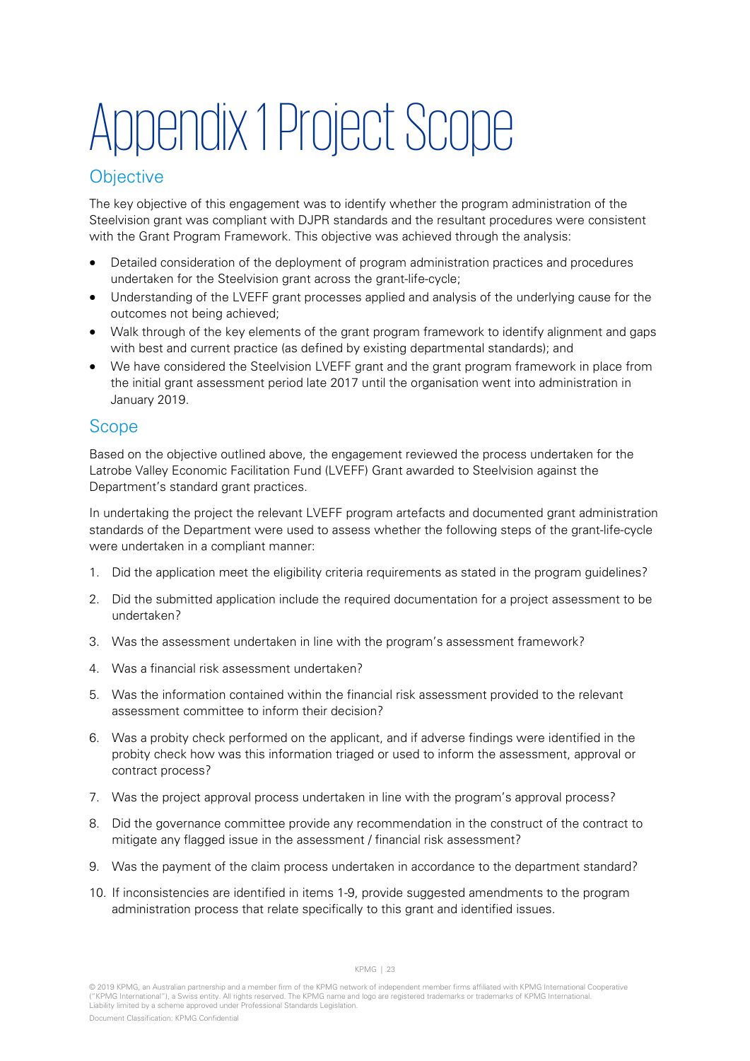# Appendix 1 Project Scope

## Objective

The key objective of this engagement was to identify whether the program administration of the Steelvision grant was compliant with DJPR standards and the resultant procedures were consistent with the Grant Program Framework. This objective was achieved through the analysis:

- Detailed consideration of the deployment of program administration practices and procedures undertaken for the Steelvision grant across the grant-life-cycle;
- Understanding of the LVEFF grant processes applied and analysis of the underlying cause for the outcomes not being achieved;
- Walk through of the key elements of the grant program framework to identify alignment and gaps with best and current practice (as defined by existing departmental standards); and
- We have considered the Steelvision LVEFF grant and the grant program framework in place from the initial grant assessment period late 2017 until the organisation went into administration in January 2019.

## Scope

Based on the objective outlined above, the engagement reviewed the process undertaken for the Latrobe Valley Economic Facilitation Fund (LVEFF) Grant awarded to Steelvision against the Department's standard grant practices.

In undertaking the project the relevant LVEFF program artefacts and documented grant administration standards of the Department were used to assess whether the following steps of the grant-life-cycle were undertaken in a compliant manner:

1. Did the application meet the eligibility criteria requirements as stated in the program guidelines?
2. Did the submitted application include the required documentation for a project assessment to be undertaken?
3. Was the assessment undertaken in line with the program's assessment framework?
4. Was a financial risk assessment undertaken?
5. Was the information contained within the financial risk assessment provided to the relevant assessment committee to inform their decision?
6. Was a probity check performed on the applicant, and if adverse findings were identified in the probity check how was this information triaged or used to inform the assessment, approval or contract process?
7. Was the project approval process undertaken in line with the program's approval process?
8. Did the governance committee provide any recommendation in the construct of the contract to mitigate any flagged issue in the assessment / financial risk assessment?
9. Was the payment of the claim process undertaken in accordance to the department standard?
10. If inconsistencies are identified in items 1-9, provide suggested amendments to the program administration process that relate specifically to this grant and identified issues.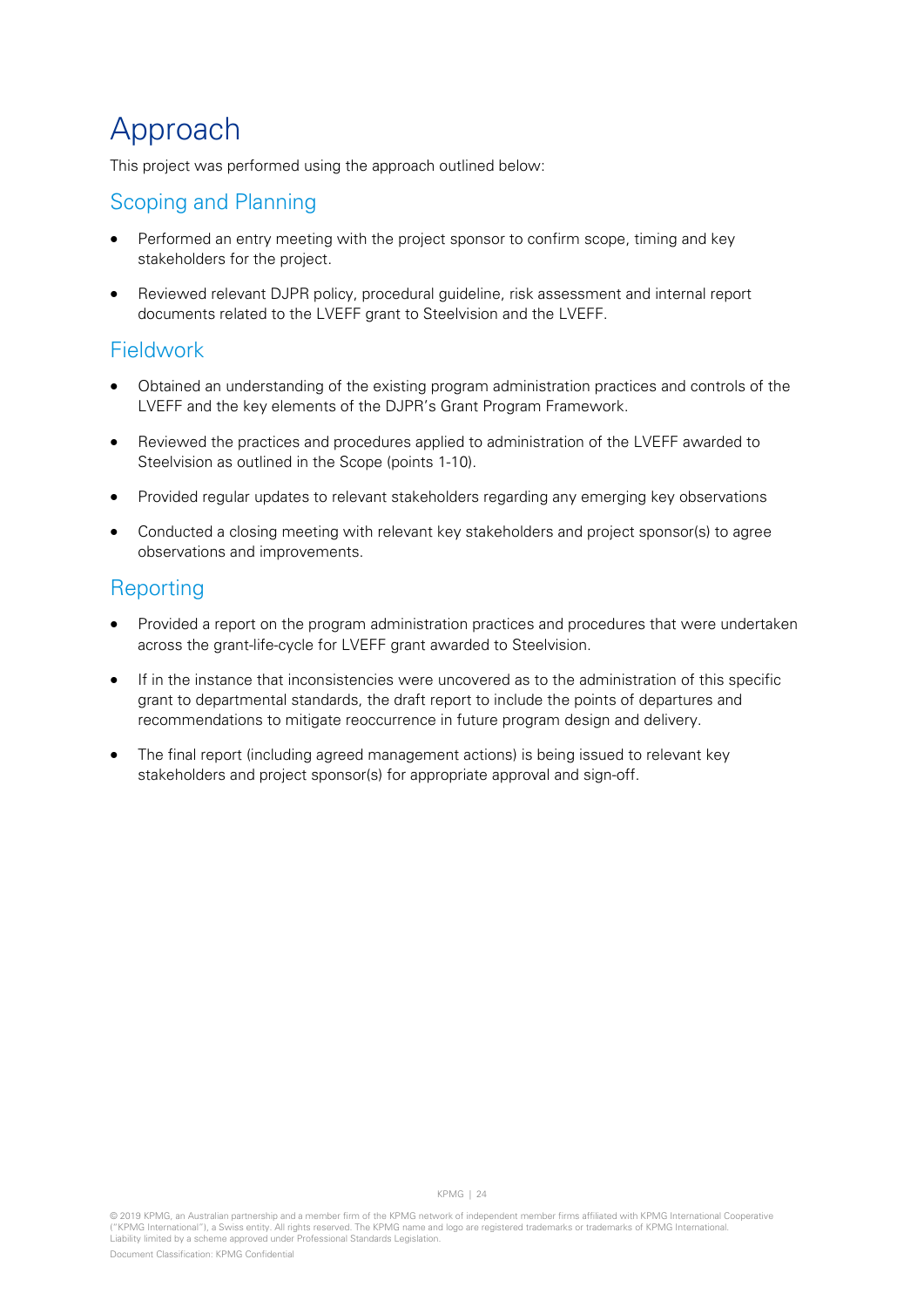# Approach

This project was performed using the approach outlined below:

## Scoping and Planning

- Performed an entry meeting with the project sponsor to confirm scope, timing and key stakeholders for the project.
- Reviewed relevant DJPR policy, procedural guideline, risk assessment and internal report documents related to the LVEFF grant to Steelvision and the LVEFF.

## Fieldwork

- Obtained an understanding of the existing program administration practices and controls of the LVEFF and the key elements of the DJPR's Grant Program Framework.
- Reviewed the practices and procedures applied to administration of the LVEFF awarded to Steelvision as outlined in the Scope (points 1-10).
- Provided regular updates to relevant stakeholders regarding any emerging key observations
- Conducted a closing meeting with relevant key stakeholders and project sponsor(s) to agree observations and improvements.

## Reporting

- Provided a report on the program administration practices and procedures that were undertaken across the grant-life-cycle for LVEFF grant awarded to Steelvision.
- If in the instance that inconsistencies were uncovered as to the administration of this specific grant to departmental standards, the draft report to include the points of departures and recommendations to mitigate reoccurrence in future program design and delivery.
- The final report (including agreed management actions) is being issued to relevant key stakeholders and project sponsor(s) for appropriate approval and sign-off.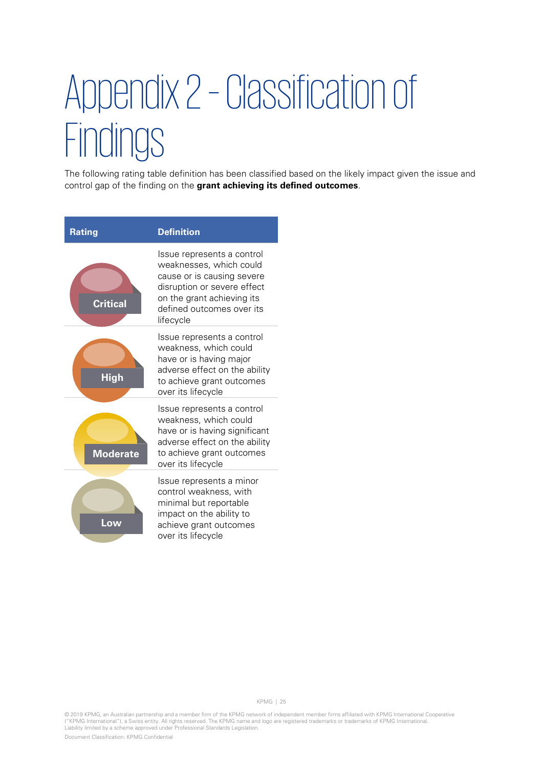# Appendix 2 - Classification of Findings

The following rating table definition has been classified based on the likely impact given the issue and control gap of the finding on the **grant achieving its defined outcomes**.

| Rating | Definition |
|---|---|
| Critical | Issue represents a control weaknesses, which could cause or is causing severe disruption or severe effect on the grant achieving its defined outcomes over its lifecycle |
| High | Issue represents a control weakness, which could have or is having major adverse effect on the ability to achieve grant outcomes over its lifecycle |
| Moderate | Issue represents a control weakness, which could have or is having significant adverse effect on the ability to achieve grant outcomes over its lifecycle |
| Low | Issue represents a minor control weakness, with minimal but reportable impact on the ability to achieve grant outcomes over its lifecycle |

© 2019 KPMG, an Australian partnership and a member firm of the KPMG network of independent member firms affiliated with KPMG International Cooperative ("KPMG International"), a Swiss entity. All rights reserved. The KPMG name and logo are registered trademarks or trademarks of KPMG International.
Liability limited by a scheme approved under Professional Standards Legislation.

Document Classification: KPMG Confidential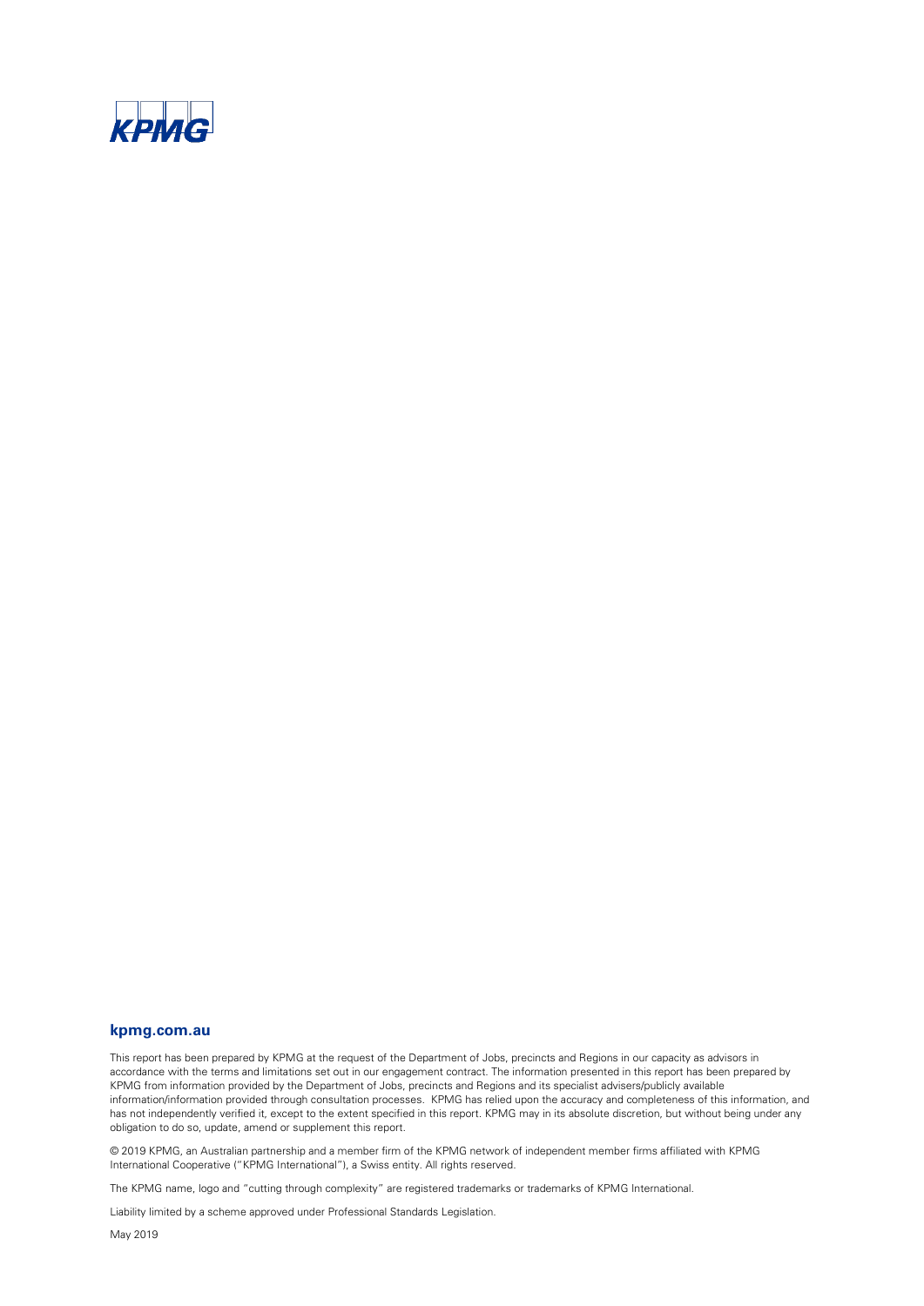**kpmg.com.au**

This report has been prepared by KPMG at the request of the Department of Jobs, precincts and Regions in our capacity as advisors in accordance with the terms and limitations set out in our engagement contract. The information presented in this report has been prepared by KPMG from information provided by the Department of Jobs, precincts and Regions and its specialist advisers/publicly available information/information provided through consultation processes. KPMG has relied upon the accuracy and completeness of this information, and has not independently verified it, except to the extent specified in this report. KPMG may in its absolute discretion, but without being under any obligation to do so, update, amend or supplement this report.

© 2019 KPMG, an Australian partnership and a member firm of the KPMG network of independent member firms affiliated with KPMG International Cooperative ("KPMG International"), a Swiss entity. All rights reserved.

The KPMG name, logo and "cutting through complexity" are registered trademarks or trademarks of KPMG International.

Liability limited by a scheme approved under Professional Standards Legislation.

May 2019